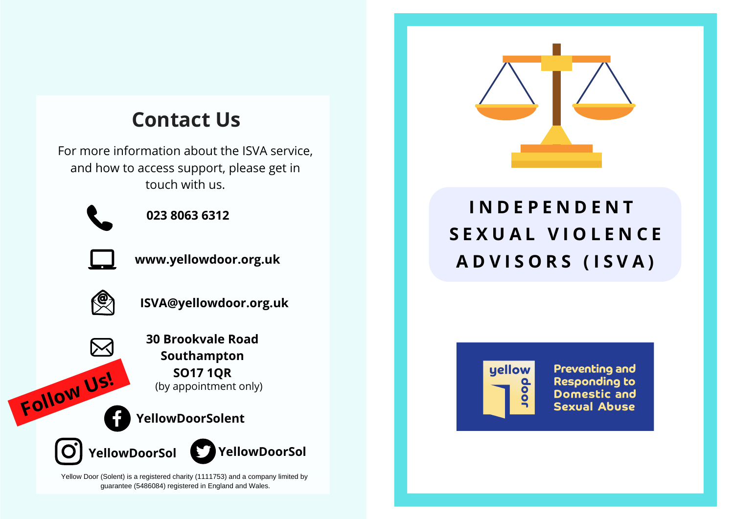## Contact Us

For more information about the ISVA service, and how to access support, please get in touch with us.

**023 8063 6312**

**www.yellowdoor.org.uk**

**ISVA@yellowdoor.org.uk**

**30 Brookvale Road**
**Southampton**
**SO17 1QR**
(by appointment only)

**Follow Us!**

**YellowDoorSolent**

**YellowDoorSol**

**YellowDoorSol**

Yellow Door (Solent) is a registered charity (1111753) and a company limited by guarantee (5486084) registered in England and Wales.

# INDEPENDENT SEXUAL VIOLENCE ADVISORS (ISVA)

yellow door

**Preventing and Responding to Domestic and Sexual Abuse**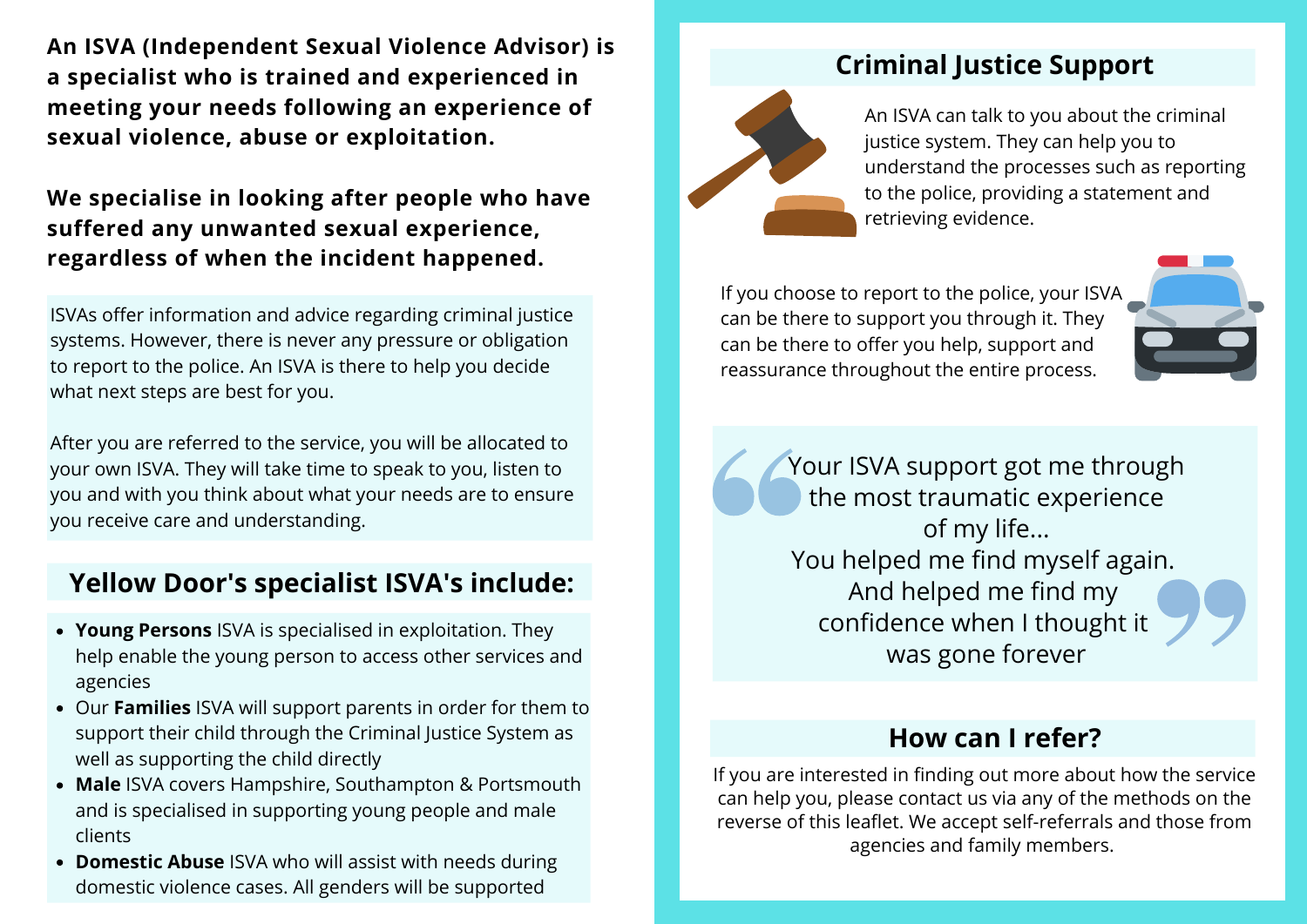**An ISVA (Independent Sexual Violence Advisor) is a specialist who is trained and experienced in meeting your needs following an experience of sexual violence, abuse or exploitation.**

**We specialise in looking after people who have suffered any unwanted sexual experience, regardless of when the incident happened.**

ISVAs offer information and advice regarding criminal justice systems. However, there is never any pressure or obligation to report to the police. An ISVA is there to help you decide what next steps are best for you.

After you are referred to the service, you will be allocated to your own ISVA. They will take time to speak to you, listen to you and with you think about what your needs are to ensure you receive care and understanding.

## Yellow Door's specialist ISVA's include:

- **Young Persons** ISVA is specialised in exploitation. They help enable the young person to access other services and agencies
- Our **Families** ISVA will support parents in order for them to support their child through the Criminal Justice System as well as supporting the child directly
- **Male** ISVA covers Hampshire, Southampton & Portsmouth and is specialised in supporting young people and male clients
- **Domestic Abuse** ISVA who will assist with needs during domestic violence cases. All genders will be supported

## Criminal Justice Support

An ISVA can talk to you about the criminal justice system. They can help you to understand the processes such as reporting to the police, providing a statement and retrieving evidence.

If you choose to report to the police, your ISVA can be there to support you through it. They can be there to offer you help, support and reassurance throughout the entire process.

> "Your ISVA support got me through the most traumatic experience of my life...
> You helped me find myself again. And helped me find my confidence when I thought it was gone forever"

## How can I refer?

If you are interested in finding out more about how the service can help you, please contact us via any of the methods on the reverse of this leaflet. We accept self-referrals and those from agencies and family members.